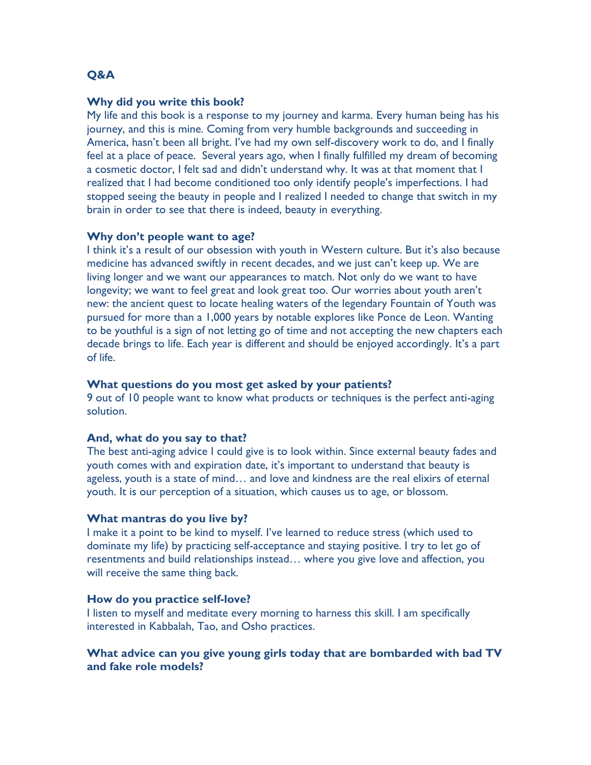## Q&A

**Why did you write this book?**
My life and this book is a response to my journey and karma. Every human being has his journey, and this is mine. Coming from very humble backgrounds and succeeding in America, hasn't been all bright. I've had my own self-discovery work to do, and I finally feel at a place of peace. Several years ago, when I finally fulfilled my dream of becoming a cosmetic doctor, I felt sad and didn't understand why. It was at that moment that I realized that I had become conditioned too only identify people's imperfections. I had stopped seeing the beauty in people and I realized I needed to change that switch in my brain in order to see that there is indeed, beauty in everything.

**Why don't people want to age?**
I think it's a result of our obsession with youth in Western culture. But it's also because medicine has advanced swiftly in recent decades, and we just can't keep up. We are living longer and we want our appearances to match. Not only do we want to have longevity; we want to feel great and look great too. Our worries about youth aren't new: the ancient quest to locate healing waters of the legendary Fountain of Youth was pursued for more than a 1,000 years by notable explores like Ponce de Leon. Wanting to be youthful is a sign of not letting go of time and not accepting the new chapters each decade brings to life. Each year is different and should be enjoyed accordingly. It's a part of life.

**What questions do you most get asked by your patients?**
9 out of 10 people want to know what products or techniques is the perfect anti-aging solution.

**And, what do you say to that?**
The best anti-aging advice I could give is to look within. Since external beauty fades and youth comes with and expiration date, it's important to understand that beauty is ageless, youth is a state of mind… and love and kindness are the real elixirs of eternal youth. It is our perception of a situation, which causes us to age, or blossom.

**What mantras do you live by?**
I make it a point to be kind to myself. I've learned to reduce stress (which used to dominate my life) by practicing self-acceptance and staying positive. I try to let go of resentments and build relationships instead… where you give love and affection, you will receive the same thing back.

**How do you practice self-love?**
I listen to myself and meditate every morning to harness this skill. I am specifically interested in Kabbalah, Tao, and Osho practices.

**What advice can you give young girls today that are bombarded with bad TV and fake role models?**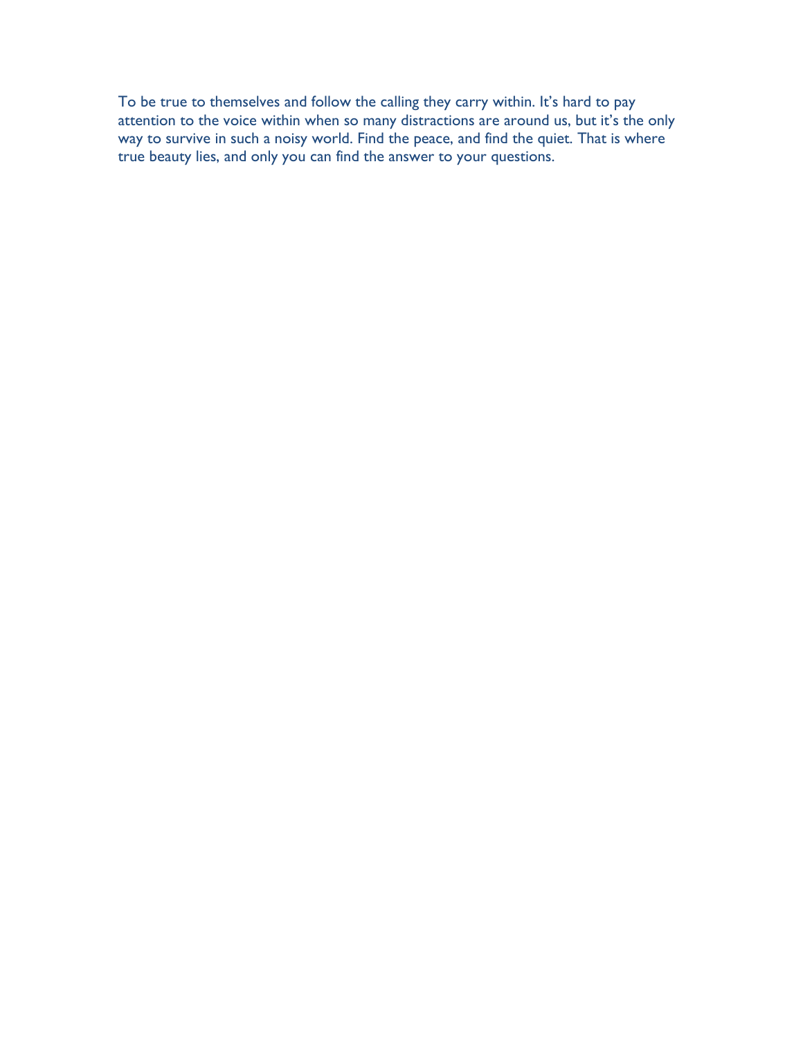To be true to themselves and follow the calling they carry within. It's hard to pay attention to the voice within when so many distractions are around us, but it's the only way to survive in such a noisy world. Find the peace, and find the quiet. That is where true beauty lies, and only you can find the answer to your questions.